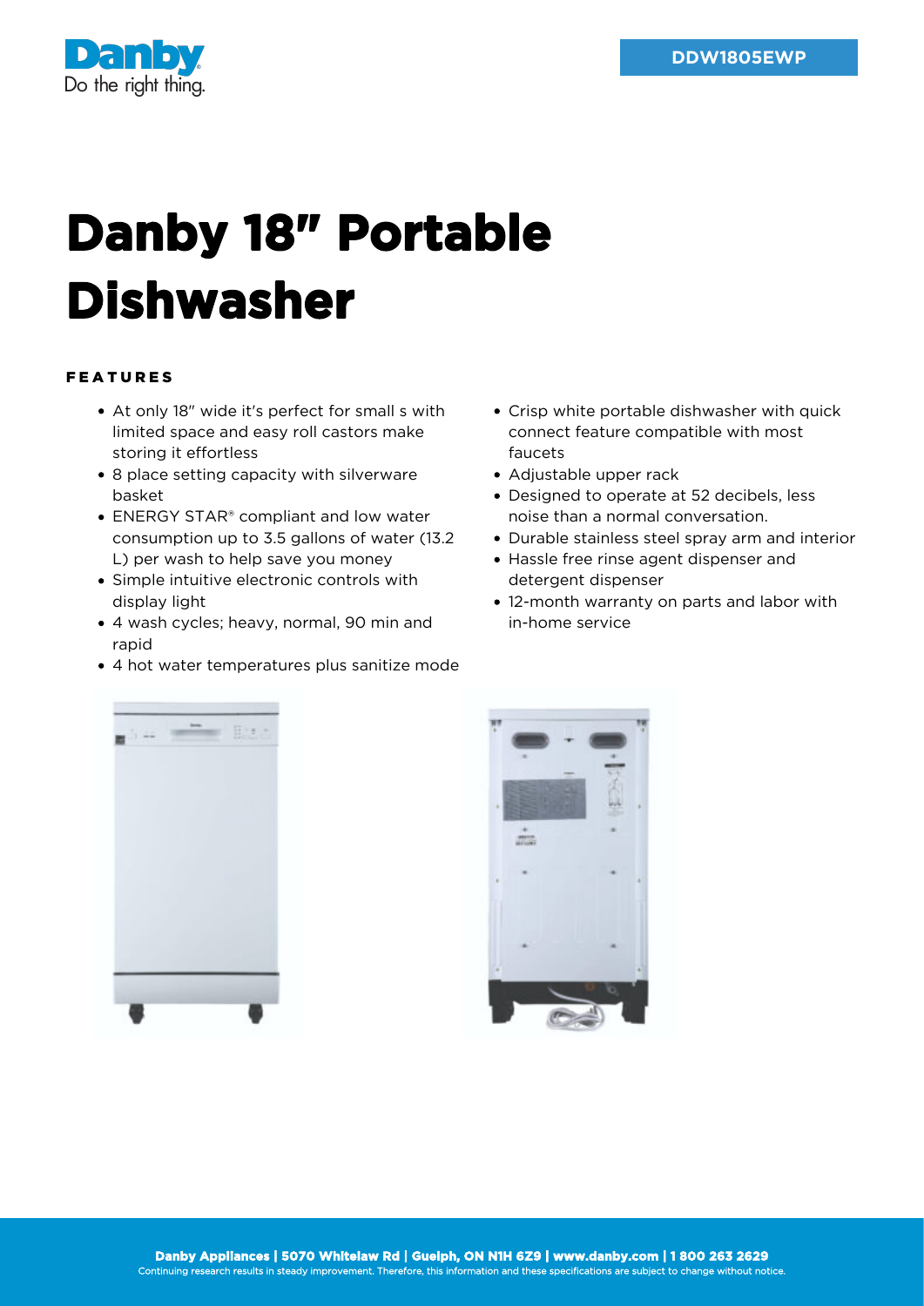DDW1805EWP

# Danby 18" Portable Dishwasher

## FEATURES

- At only 18" wide it's perfect for small s with limited space and easy roll castors make storing it effortless
- 8 place setting capacity with silverware basket
- ENERGY STAR® compliant and low water consumption up to 3.5 gallons of water (13.2 L) per wash to help save you money
- Simple intuitive electronic controls with display light
- 4 wash cycles; heavy, normal, 90 min and rapid
- 4 hot water temperatures plus sanitize mode
- Crisp white portable dishwasher with quick connect feature compatible with most faucets
- Adjustable upper rack
- Designed to operate at 52 decibels, less noise than a normal conversation.
- Durable stainless steel spray arm and interior
- Hassle free rinse agent dispenser and detergent dispenser
- 12-month warranty on parts and labor with in-home service

**Danby Appliances | 5070 Whitelaw Rd | Guelph, ON N1H 6Z9 | www.danby.com | 1 800 263 2629**
Continuing research results in steady improvement. Therefore, this information and these specifications are subject to change without notice.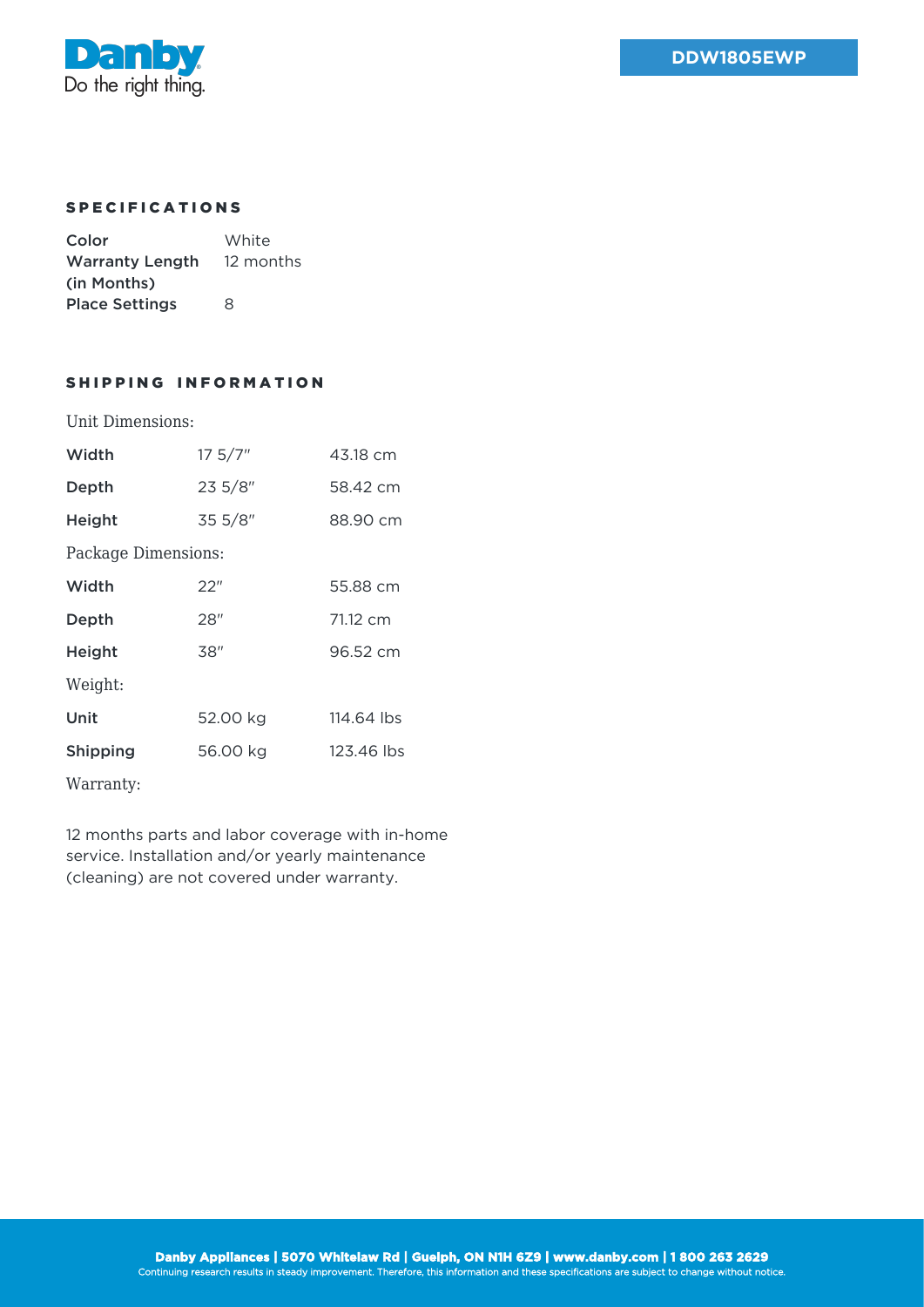Danby
Do the right thing.

DDW1805EWP

## SPECIFICATIONS

| | |
|---|---|
| **Color** | White |
| **Warranty Length (in Months)** | 12 months |
| **Place Settings** | 8 |

## SHIPPING INFORMATION

Unit Dimensions:

| | | |
|---|---|---|
| **Width** | 17 5/7" | 43.18 cm |
| **Depth** | 23 5/8" | 58.42 cm |
| **Height** | 35 5/8" | 88.90 cm |

Package Dimensions:

| | | |
|---|---|---|
| **Width** | 22" | 55.88 cm |
| **Depth** | 28" | 71.12 cm |
| **Height** | 38" | 96.52 cm |

Weight:

| | | |
|---|---|---|
| **Unit** | 52.00 kg | 114.64 lbs |
| **Shipping** | 56.00 kg | 123.46 lbs |

Warranty:

12 months parts and labor coverage with in-home service. Installation and/or yearly maintenance (cleaning) are not covered under warranty.

**Danby Appliances | 5070 Whitelaw Rd | Guelph, ON N1H 6Z9 | www.danby.com | 1 800 263 2629**
Continuing research results in steady improvement. Therefore, this information and these specifications are subject to change without notice.